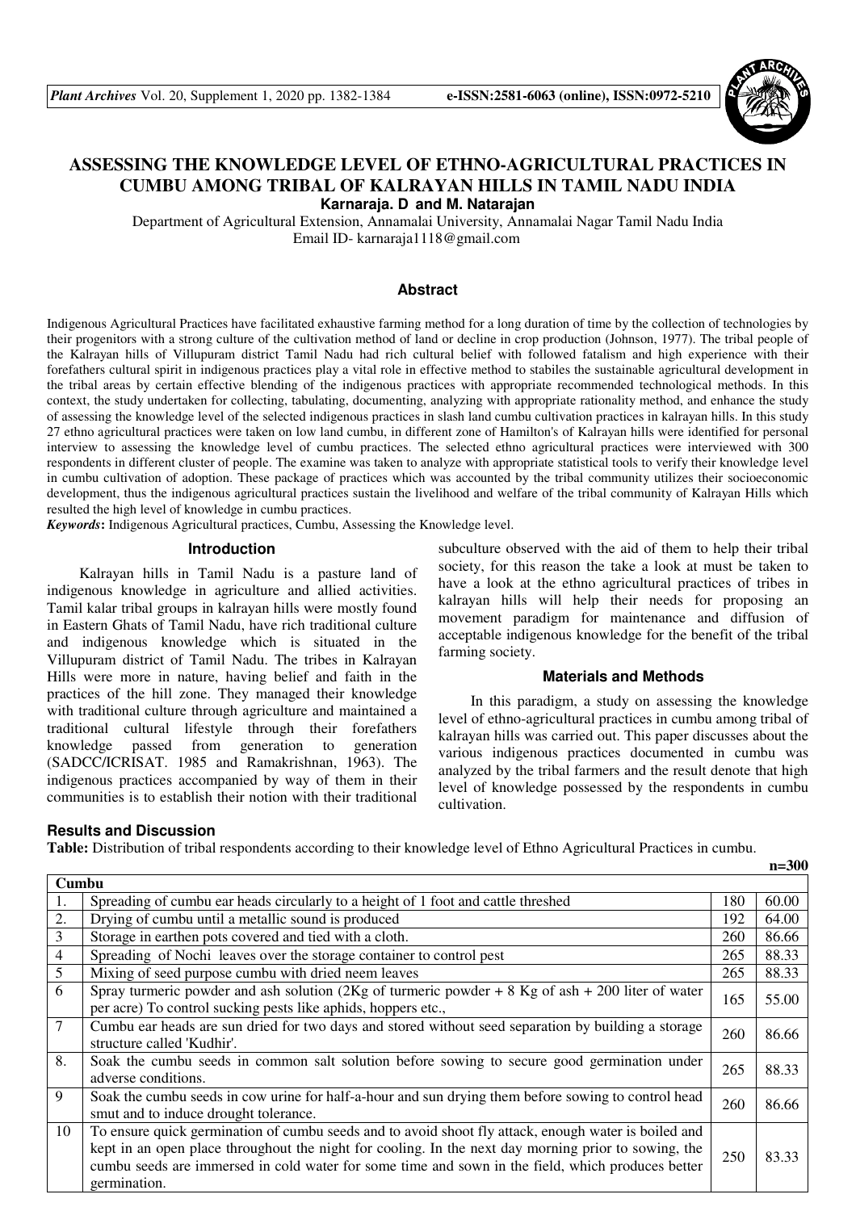# ASSESSING THE KNOWLEDGE LEVEL OF ETHNO-AGRICULTURAL PRACTICES IN CUMBU AMONG TRIBAL OF KALRAYAN HILLS IN TAMIL NADU INDIA

**Karnaraja. D and M. Natarajan**

Department of Agricultural Extension, Annamalai University, Annamalai Nagar Tamil Nadu India
Email ID- karnaraja1118@gmail.com

## Abstract

Indigenous Agricultural Practices have facilitated exhaustive farming method for a long duration of time by the collection of technologies by their progenitors with a strong culture of the cultivation method of land or decline in crop production (Johnson, 1977). The tribal people of the Kalrayan hills of Villupuram district Tamil Nadu had rich cultural belief with followed fatalism and high experience with their forefathers cultural spirit in indigenous practices play a vital role in effective method to stabiles the sustainable agricultural development in the tribal areas by certain effective blending of the indigenous practices with appropriate recommended technological methods. In this context, the study undertaken for collecting, tabulating, documenting, analyzing with appropriate rationality method, and enhance the study of assessing the knowledge level of the selected indigenous practices in slash land cumbu cultivation practices in kalrayan hills. In this study 27 ethno agricultural practices were taken on low land cumbu, in different zone of Hamilton's of Kalrayan hills were identified for personal interview to assessing the knowledge level of cumbu practices. The selected ethno agricultural practices were interviewed with 300 respondents in different cluster of people. The examine was taken to analyze with appropriate statistical tools to verify their knowledge level in cumbu cultivation of adoption. These package of practices which was accounted by the tribal community utilizes their socioeconomic development, thus the indigenous agricultural practices sustain the livelihood and welfare of the tribal community of Kalrayan Hills which resulted the high level of knowledge in cumbu practices.

*Keywords*: Indigenous Agricultural practices, Cumbu, Assessing the Knowledge level.

## Introduction

Kalrayan hills in Tamil Nadu is a pasture land of indigenous knowledge in agriculture and allied activities. Tamil kalar tribal groups in kalrayan hills were mostly found in Eastern Ghats of Tamil Nadu, have rich traditional culture and indigenous knowledge which is situated in the Villupuram district of Tamil Nadu. The tribes in Kalrayan Hills were more in nature, having belief and faith in the practices of the hill zone. They managed their knowledge with traditional culture through agriculture and maintained a traditional cultural lifestyle through their forefathers knowledge passed from generation to generation (SADCC/ICRISAT. 1985 and Ramakrishnan, 1963). The indigenous practices accompanied by way of them in their communities is to establish their notion with their traditional subculture observed with the aid of them to help their tribal society, for this reason the take a look at must be taken to have a look at the ethno agricultural practices of tribes in kalrayan hills will help their needs for proposing an movement paradigm for maintenance and diffusion of acceptable indigenous knowledge for the benefit of the tribal farming society.

## Materials and Methods

In this paradigm, a study on assessing the knowledge level of ethno-agricultural practices in cumbu among tribal of kalrayan hills was carried out. This paper discusses about the various indigenous practices documented in cumbu was analyzed by the tribal farmers and the result denote that high level of knowledge possessed by the respondents in cumbu cultivation.

## Results and Discussion

**Table:** Distribution of tribal respondents according to their knowledge level of Ethno Agricultural Practices in cumbu.

**n=300**

| Cumbu | | | |
|---|---|---|---|
| 1. | Spreading of cumbu ear heads circularly to a height of 1 foot and cattle threshed | 180 | 60.00 |
| 2. | Drying of cumbu until a metallic sound is produced | 192 | 64.00 |
| 3 | Storage in earthen pots covered and tied with a cloth. | 260 | 86.66 |
| 4 | Spreading of Nochi leaves over the storage container to control pest | 265 | 88.33 |
| 5 | Mixing of seed purpose cumbu with dried neem leaves | 265 | 88.33 |
| 6 | Spray turmeric powder and ash solution (2Kg of turmeric powder + 8 Kg of ash + 200 liter of water per acre) To control sucking pests like aphids, hoppers etc., | 165 | 55.00 |
| 7 | Cumbu ear heads are sun dried for two days and stored without seed separation by building a storage structure called 'Kudhir'. | 260 | 86.66 |
| 8. | Soak the cumbu seeds in common salt solution before sowing to secure good germination under adverse conditions. | 265 | 88.33 |
| 9 | Soak the cumbu seeds in cow urine for half-a-hour and sun drying them before sowing to control head smut and to induce drought tolerance. | 260 | 86.66 |
| 10 | To ensure quick germination of cumbu seeds and to avoid shoot fly attack, enough water is boiled and kept in an open place throughout the night for cooling. In the next day morning prior to sowing, the cumbu seeds are immersed in cold water for some time and sown in the field, which produces better germination. | 250 | 83.33 |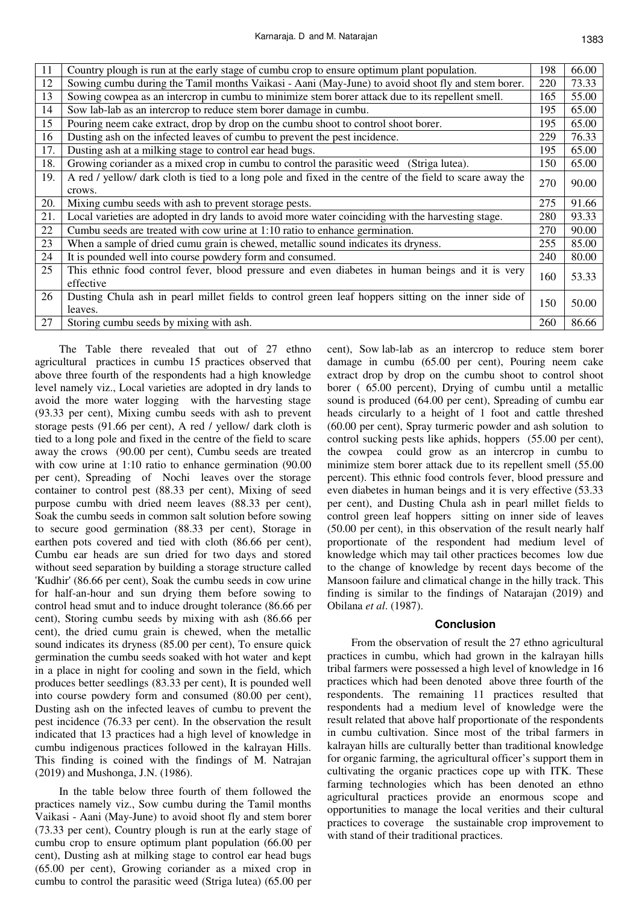| 11 | Country plough is run at the early stage of cumbu crop to ensure optimum plant population. | 198 | 66.00 |
|---|---|---|---|
| 12 | Sowing cumbu during the Tamil months Vaikasi - Aani (May-June) to avoid shoot fly and stem borer. | 220 | 73.33 |
| 13 | Sowing cowpea as an intercrop in cumbu to minimize stem borer attack due to its repellent smell. | 165 | 55.00 |
| 14 | Sow lab-lab as an intercrop to reduce stem borer damage in cumbu. | 195 | 65.00 |
| 15 | Pouring neem cake extract, drop by drop on the cumbu shoot to control shoot borer. | 195 | 65.00 |
| 16 | Dusting ash on the infected leaves of cumbu to prevent the pest incidence. | 229 | 76.33 |
| 17. | Dusting ash at a milking stage to control ear head bugs. | 195 | 65.00 |
| 18. | Growing coriander as a mixed crop in cumbu to control the parasitic weed (Striga lutea). | 150 | 65.00 |
| 19. | A red / yellow/ dark cloth is tied to a long pole and fixed in the centre of the field to scare away the crows. | 270 | 90.00 |
| 20. | Mixing cumbu seeds with ash to prevent storage pests. | 275 | 91.66 |
| 21. | Local varieties are adopted in dry lands to avoid more water coinciding with the harvesting stage. | 280 | 93.33 |
| 22 | Cumbu seeds are treated with cow urine at 1:10 ratio to enhance germination. | 270 | 90.00 |
| 23 | When a sample of dried cumu grain is chewed, metallic sound indicates its dryness. | 255 | 85.00 |
| 24 | It is pounded well into course powdery form and consumed. | 240 | 80.00 |
| 25 | This ethnic food control fever, blood pressure and even diabetes in human beings and it is very effective | 160 | 53.33 |
| 26 | Dusting Chula ash in pearl millet fields to control green leaf hoppers sitting on the inner side of leaves. | 150 | 50.00 |
| 27 | Storing cumbu seeds by mixing with ash. | 260 | 86.66 |

The Table there revealed that out of 27 ethno agricultural practices in cumbu 15 practices observed that above three fourth of the respondents had a high knowledge level namely viz., Local varieties are adopted in dry lands to avoid the more water logging with the harvesting stage (93.33 per cent), Mixing cumbu seeds with ash to prevent storage pests (91.66 per cent), A red / yellow/ dark cloth is tied to a long pole and fixed in the centre of the field to scare away the crows (90.00 per cent), Cumbu seeds are treated with cow urine at 1:10 ratio to enhance germination (90.00 per cent), Spreading of Nochi leaves over the storage container to control pest (88.33 per cent), Mixing of seed purpose cumbu with dried neem leaves (88.33 per cent), Soak the cumbu seeds in common salt solution before sowing to secure good germination (88.33 per cent), Storage in earthen pots covered and tied with cloth (86.66 per cent), Cumbu ear heads are sun dried for two days and stored without seed separation by building a storage structure called 'Kudhir' (86.66 per cent), Soak the cumbu seeds in cow urine for half-an-hour and sun drying them before sowing to control head smut and to induce drought tolerance (86.66 per cent), Storing cumbu seeds by mixing with ash (86.66 per cent), the dried cumu grain is chewed, when the metallic sound indicates its dryness (85.00 per cent), To ensure quick germination the cumbu seeds soaked with hot water and kept in a place in night for cooling and sown in the field, which produces better seedlings (83.33 per cent), It is pounded well into course powdery form and consumed (80.00 per cent), Dusting ash on the infected leaves of cumbu to prevent the pest incidence (76.33 per cent). In the observation the result indicated that 13 practices had a high level of knowledge in cumbu indigenous practices followed in the kalrayan Hills. This finding is coined with the findings of M. Natrajan (2019) and Mushonga, J.N. (1986).

In the table below three fourth of them followed the practices namely viz., Sow cumbu during the Tamil months Vaikasi - Aani (May-June) to avoid shoot fly and stem borer (73.33 per cent), Country plough is run at the early stage of cumbu crop to ensure optimum plant population (66.00 per cent), Dusting ash at milking stage to control ear head bugs (65.00 per cent), Growing coriander as a mixed crop in cumbu to control the parasitic weed (Striga lutea) (65.00 per cent), Sow lab-lab as an intercrop to reduce stem borer damage in cumbu (65.00 per cent), Pouring neem cake extract drop by drop on the cumbu shoot to control shoot borer ( 65.00 percent), Drying of cumbu until a metallic sound is produced (64.00 per cent), Spreading of cumbu ear heads circularly to a height of 1 foot and cattle threshed (60.00 per cent), Spray turmeric powder and ash solution to control sucking pests like aphids, hoppers (55.00 per cent), the cowpea could grow as an intercrop in cumbu to minimize stem borer attack due to its repellent smell (55.00 percent). This ethnic food controls fever, blood pressure and even diabetes in human beings and it is very effective (53.33 per cent), and Dusting Chula ash in pearl millet fields to control green leaf hoppers sitting on inner side of leaves (50.00 per cent), in this observation of the result nearly half proportionate of the respondent had medium level of knowledge which may tail other practices becomes low due to the change of knowledge by recent days become of the Mansoon failure and climatical change in the hilly track. This finding is similar to the findings of Natarajan (2019) and Obilana *et al*. (1987).

## Conclusion

From the observation of result the 27 ethno agricultural practices in cumbu, which had grown in the kalrayan hills tribal farmers were possessed a high level of knowledge in 16 practices which had been denoted above three fourth of the respondents. The remaining 11 practices resulted that respondents had a medium level of knowledge were the result related that above half proportionate of the respondents in cumbu cultivation. Since most of the tribal farmers in kalrayan hills are culturally better than traditional knowledge for organic farming, the agricultural officer's support them in cultivating the organic practices cope up with ITK. These farming technologies which has been denoted an ethno agricultural practices provide an enormous scope and opportunities to manage the local verities and their cultural practices to coverage the sustainable crop improvement to with stand of their traditional practices.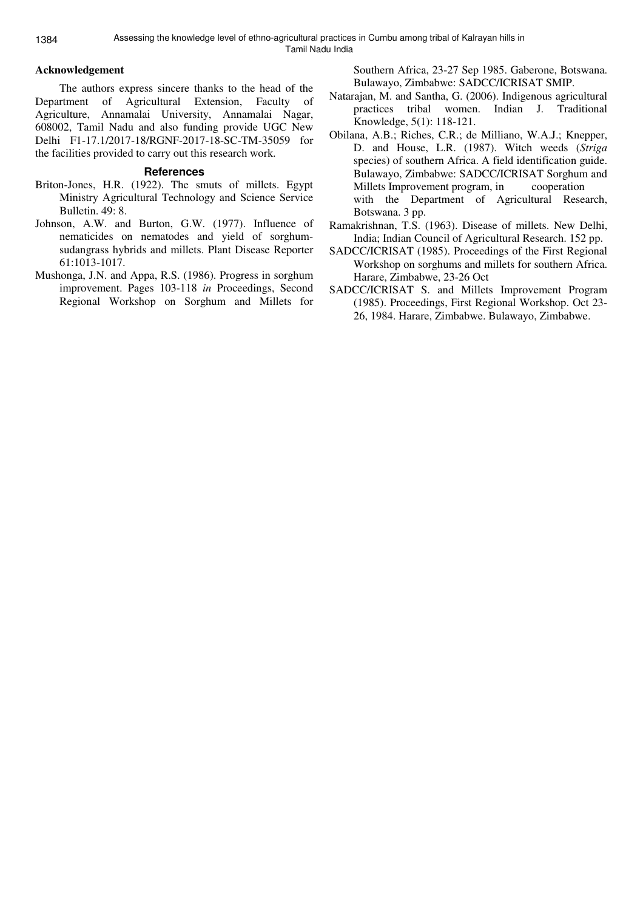## Acknowledgement

The authors express sincere thanks to the head of the Department of Agricultural Extension, Faculty of Agriculture, Annamalai University, Annamalai Nagar, 608002, Tamil Nadu and also funding provide UGC New Delhi F1-17.1/2017-18/RGNF-2017-18-SC-TM-35059 for the facilities provided to carry out this research work.

## References

Briton-Jones, H.R. (1922). The smuts of millets. Egypt Ministry Agricultural Technology and Science Service Bulletin. 49: 8.

Johnson, A.W. and Burton, G.W. (1977). Influence of nematicides on nematodes and yield of sorghum-sudangrass hybrids and millets. Plant Disease Reporter 61:1013-1017.

Mushonga, J.N. and Appa, R.S. (1986). Progress in sorghum improvement. Pages 103-118 *in* Proceedings, Second Regional Workshop on Sorghum and Millets for Southern Africa, 23-27 Sep 1985. Gaberone, Botswana. Bulawayo, Zimbabwe: SADCC/ICRISAT SMIP.

Natarajan, M. and Santha, G. (2006). Indigenous agricultural practices tribal women. Indian J. Traditional Knowledge, 5(1): 118-121.

Obilana, A.B.; Riches, C.R.; de Milliano, W.A.J.; Knepper, D. and House, L.R. (1987). Witch weeds (*Striga* species) of southern Africa. A field identification guide. Bulawayo, Zimbabwe: SADCC/ICRISAT Sorghum and Millets Improvement program, in cooperation with the Department of Agricultural Research, Botswana. 3 pp.

Ramakrishnan, T.S. (1963). Disease of millets. New Delhi, India; Indian Council of Agricultural Research. 152 pp.

SADCC/ICRISAT (1985). Proceedings of the First Regional Workshop on sorghums and millets for southern Africa. Harare, Zimbabwe, 23-26 Oct

SADCC/ICRISAT S. and Millets Improvement Program (1985). Proceedings, First Regional Workshop. Oct 23-26, 1984. Harare, Zimbabwe. Bulawayo, Zimbabwe.